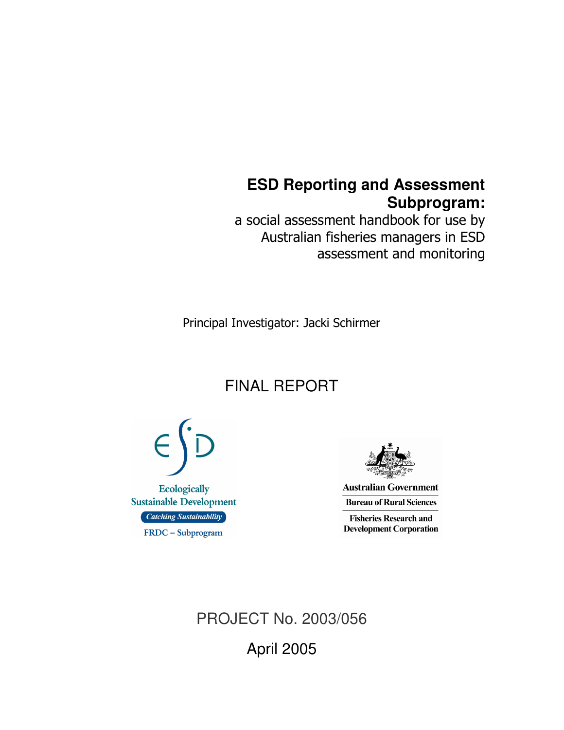# ESD Reporting and Assessment Subprogram:

a social assessment handbook for use by Australian fisheries managers in ESD assessment and monitoring

Principal Investigator: Jacki Schirmer

FINAL REPORT

Ecologically Sustainable Development

Catching Sustainability

FRDC – Subprogram

Australian Government

Bureau of Rural Sciences

Fisheries Research and Development Corporation

PROJECT No. 2003/056

April 2005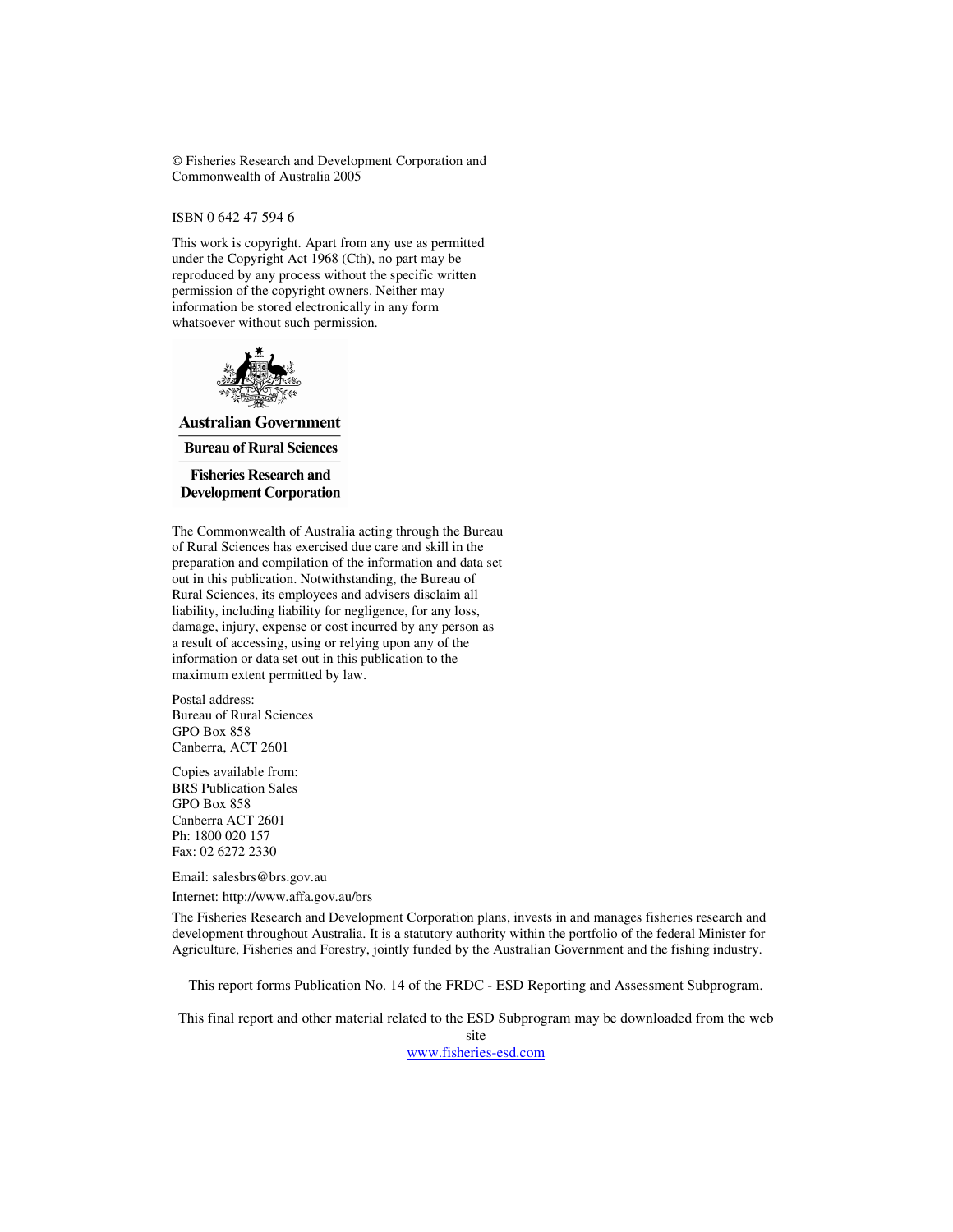© Fisheries Research and Development Corporation and Commonwealth of Australia 2005

ISBN 0 642 47 594 6

This work is copyright. Apart from any use as permitted under the Copyright Act 1968 (Cth), no part may be reproduced by any process without the specific written permission of the copyright owners. Neither may information be stored electronically in any form whatsoever without such permission.

**Australian Government**

**Bureau of Rural Sciences**

**Fisheries Research and Development Corporation**

The Commonwealth of Australia acting through the Bureau of Rural Sciences has exercised due care and skill in the preparation and compilation of the information and data set out in this publication. Notwithstanding, the Bureau of Rural Sciences, its employees and advisers disclaim all liability, including liability for negligence, for any loss, damage, injury, expense or cost incurred by any person as a result of accessing, using or relying upon any of the information or data set out in this publication to the maximum extent permitted by law.

Postal address:
Bureau of Rural Sciences
GPO Box 858
Canberra, ACT 2601

Copies available from:
BRS Publication Sales
GPO Box 858
Canberra ACT 2601
Ph: 1800 020 157
Fax: 02 6272 2330

Email: salesbrs@brs.gov.au

Internet: http://www.affa.gov.au/brs

The Fisheries Research and Development Corporation plans, invests in and manages fisheries research and development throughout Australia. It is a statutory authority within the portfolio of the federal Minister for Agriculture, Fisheries and Forestry, jointly funded by the Australian Government and the fishing industry.

This report forms Publication No. 14 of the FRDC - ESD Reporting and Assessment Subprogram.

This final report and other material related to the ESD Subprogram may be downloaded from the web site
www.fisheries-esd.com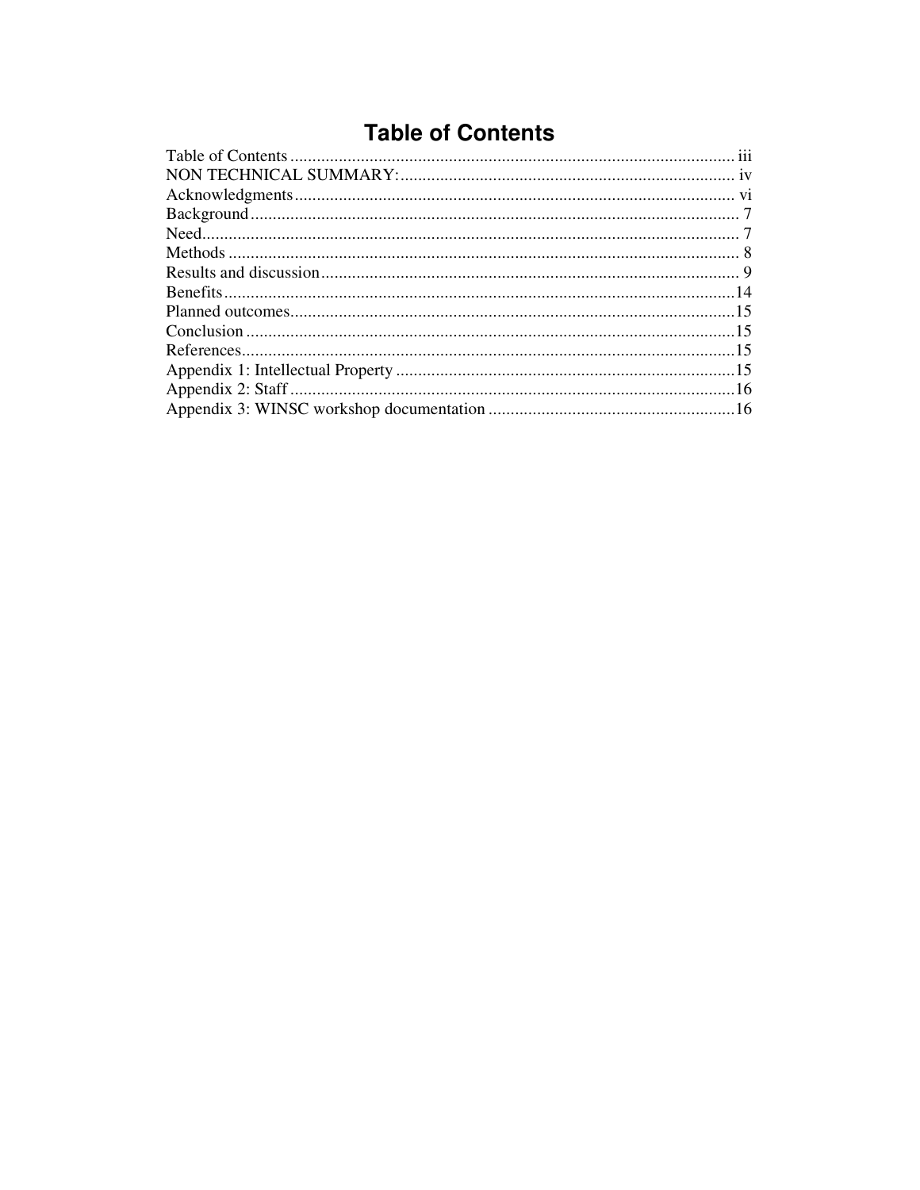# Table of Contents

Table of Contents .................................................................................................... iii
NON TECHNICAL SUMMARY:........................................................................... iv
Acknowledgments.................................................................................................. vi
Background............................................................................................................. 7
Need........................................................................................................................ 7
Methods .................................................................................................................. 8
Results and discussion............................................................................................. 9
Benefits...................................................................................................................14
Planned outcomes....................................................................................................15
Conclusion ..............................................................................................................15
References...............................................................................................................15
Appendix 1: Intellectual Property ...........................................................................15
Appendix 2: Staff ....................................................................................................16
Appendix 3: WINSC workshop documentation ......................................................16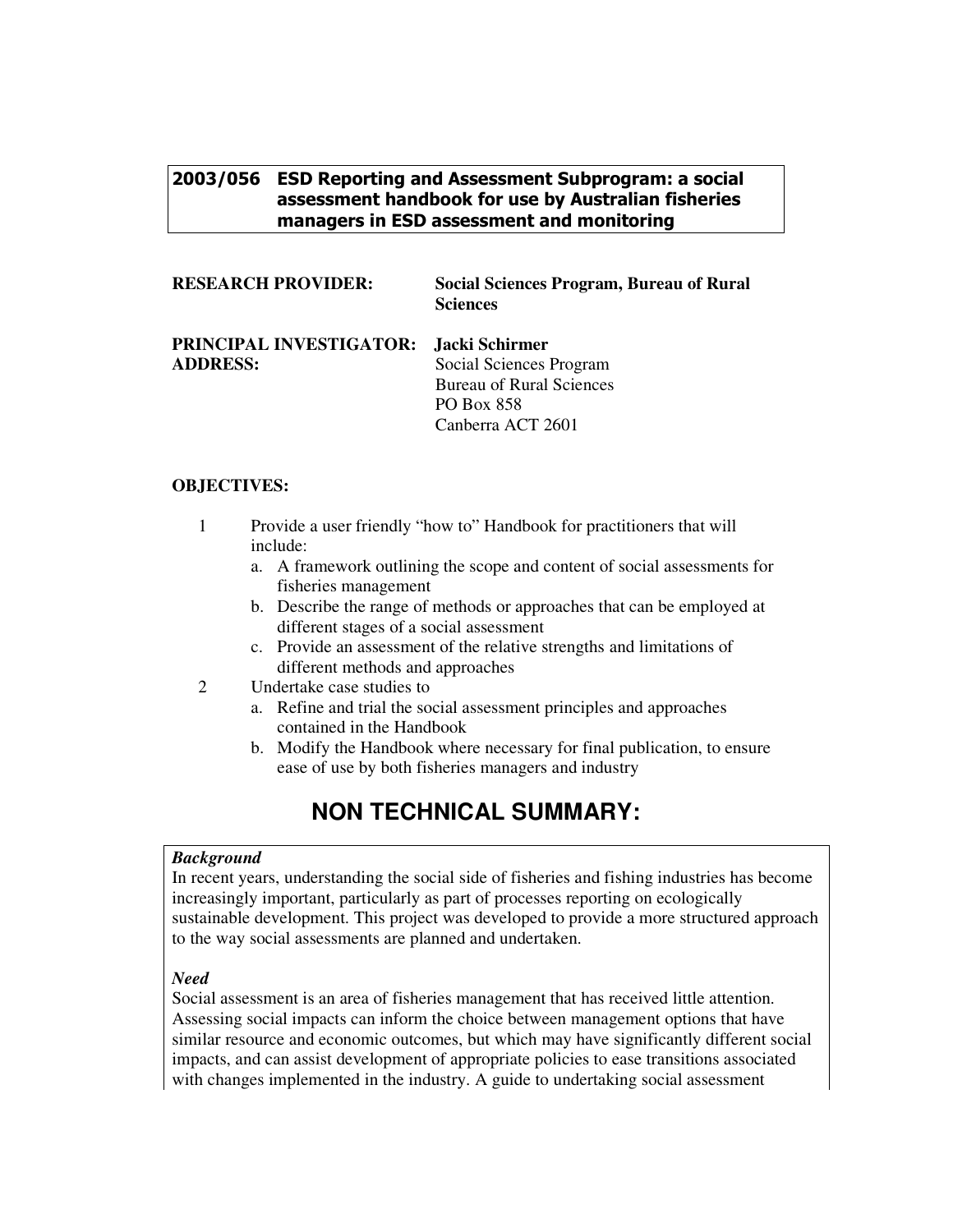**2003/056 ESD Reporting and Assessment Subprogram: a social assessment handbook for use by Australian fisheries managers in ESD assessment and monitoring**

**RESEARCH PROVIDER:** **Social Sciences Program, Bureau of Rural Sciences**

**PRINCIPAL INVESTIGATOR:** **Jacki Schirmer**

**ADDRESS:** Social Sciences Program
Bureau of Rural Sciences
PO Box 858
Canberra ACT 2601

**OBJECTIVES:**

1. Provide a user friendly "how to" Handbook for practitioners that will include:
   a. A framework outlining the scope and content of social assessments for fisheries management
   b. Describe the range of methods or approaches that can be employed at different stages of a social assessment
   c. Provide an assessment of the relative strengths and limitations of different methods and approaches
2. Undertake case studies to
   a. Refine and trial the social assessment principles and approaches contained in the Handbook
   b. Modify the Handbook where necessary for final publication, to ensure ease of use by both fisheries managers and industry

# NON TECHNICAL SUMMARY:

***Background***

In recent years, understanding the social side of fisheries and fishing industries has become increasingly important, particularly as part of processes reporting on ecologically sustainable development. This project was developed to provide a more structured approach to the way social assessments are planned and undertaken.

***Need***

Social assessment is an area of fisheries management that has received little attention. Assessing social impacts can inform the choice between management options that have similar resource and economic outcomes, but which may have significantly different social impacts, and can assist development of appropriate policies to ease transitions associated with changes implemented in the industry. A guide to undertaking social assessment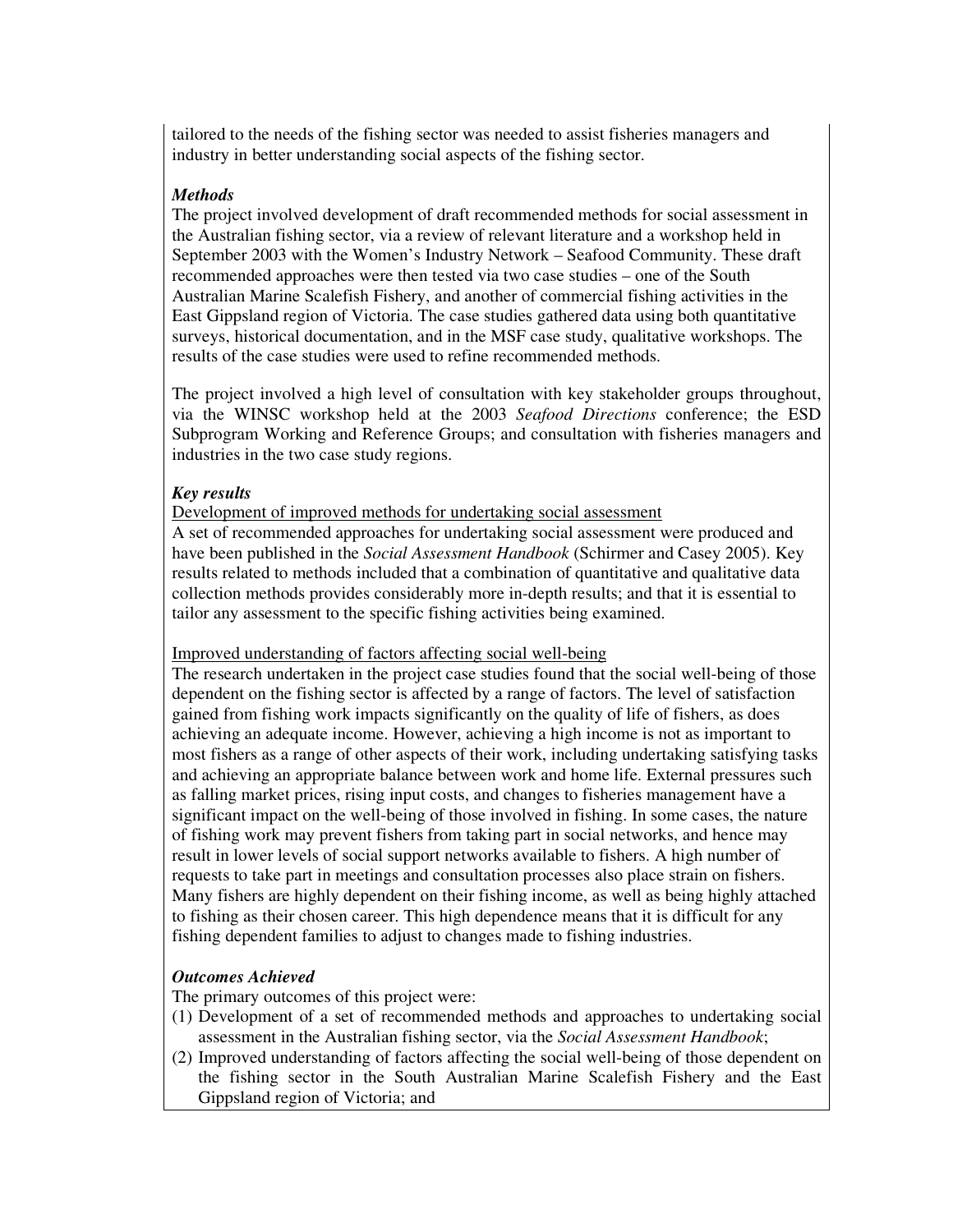tailored to the needs of the fishing sector was needed to assist fisheries managers and industry in better understanding social aspects of the fishing sector.

***Methods***

The project involved development of draft recommended methods for social assessment in the Australian fishing sector, via a review of relevant literature and a workshop held in September 2003 with the Women's Industry Network – Seafood Community. These draft recommended approaches were then tested via two case studies – one of the South Australian Marine Scalefish Fishery, and another of commercial fishing activities in the East Gippsland region of Victoria. The case studies gathered data using both quantitative surveys, historical documentation, and in the MSF case study, qualitative workshops. The results of the case studies were used to refine recommended methods.

The project involved a high level of consultation with key stakeholder groups throughout, via the WINSC workshop held at the 2003 *Seafood Directions* conference; the ESD Subprogram Working and Reference Groups; and consultation with fisheries managers and industries in the two case study regions.

***Key results***

<u>Development of improved methods for undertaking social assessment</u>

A set of recommended approaches for undertaking social assessment were produced and have been published in the *Social Assessment Handbook* (Schirmer and Casey 2005). Key results related to methods included that a combination of quantitative and qualitative data collection methods provides considerably more in-depth results; and that it is essential to tailor any assessment to the specific fishing activities being examined.

<u>Improved understanding of factors affecting social well-being</u>

The research undertaken in the project case studies found that the social well-being of those dependent on the fishing sector is affected by a range of factors. The level of satisfaction gained from fishing work impacts significantly on the quality of life of fishers, as does achieving an adequate income. However, achieving a high income is not as important to most fishers as a range of other aspects of their work, including undertaking satisfying tasks and achieving an appropriate balance between work and home life. External pressures such as falling market prices, rising input costs, and changes to fisheries management have a significant impact on the well-being of those involved in fishing. In some cases, the nature of fishing work may prevent fishers from taking part in social networks, and hence may result in lower levels of social support networks available to fishers. A high number of requests to take part in meetings and consultation processes also place strain on fishers. Many fishers are highly dependent on their fishing income, as well as being highly attached to fishing as their chosen career. This high dependence means that it is difficult for any fishing dependent families to adjust to changes made to fishing industries.

***Outcomes Achieved***

The primary outcomes of this project were:

(1) Development of a set of recommended methods and approaches to undertaking social assessment in the Australian fishing sector, via the *Social Assessment Handbook*;
(2) Improved understanding of factors affecting the social well-being of those dependent on the fishing sector in the South Australian Marine Scalefish Fishery and the East Gippsland region of Victoria; and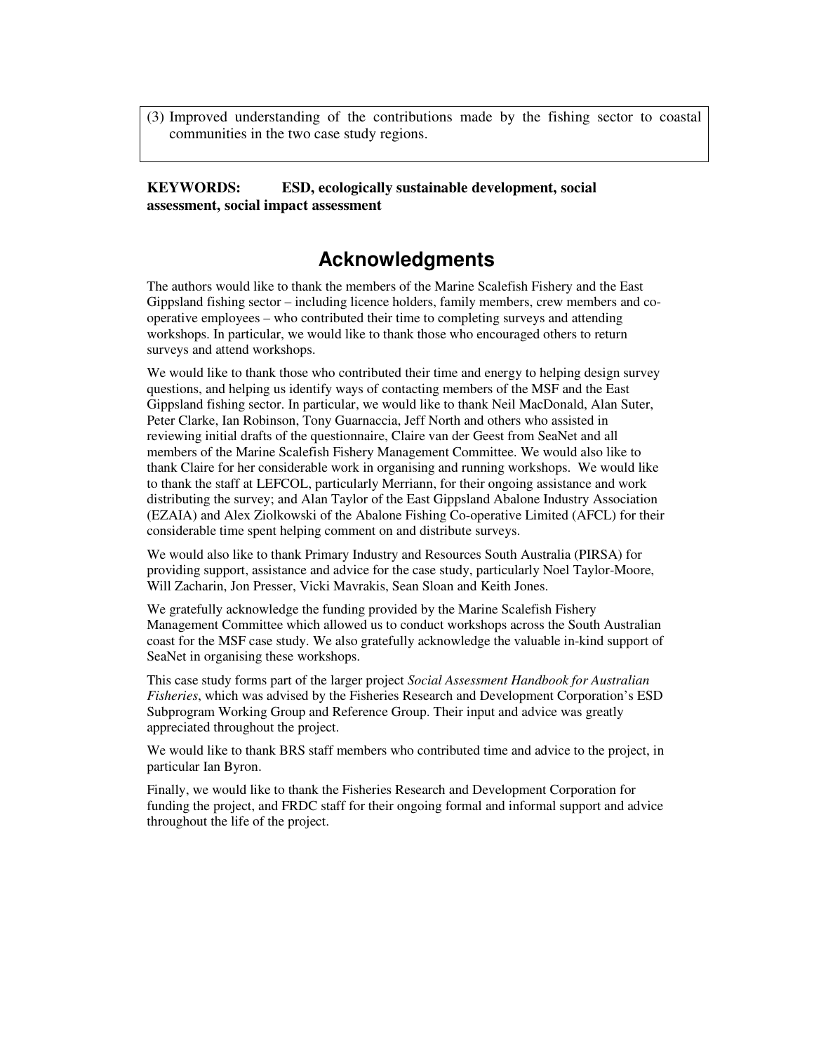(3) Improved understanding of the contributions made by the fishing sector to coastal communities in the two case study regions.

**KEYWORDS: ESD, ecologically sustainable development, social assessment, social impact assessment**

# Acknowledgments

The authors would like to thank the members of the Marine Scalefish Fishery and the East Gippsland fishing sector – including licence holders, family members, crew members and co-operative employees – who contributed their time to completing surveys and attending workshops. In particular, we would like to thank those who encouraged others to return surveys and attend workshops.

We would like to thank those who contributed their time and energy to helping design survey questions, and helping us identify ways of contacting members of the MSF and the East Gippsland fishing sector. In particular, we would like to thank Neil MacDonald, Alan Suter, Peter Clarke, Ian Robinson, Tony Guarnaccia, Jeff North and others who assisted in reviewing initial drafts of the questionnaire, Claire van der Geest from SeaNet and all members of the Marine Scalefish Fishery Management Committee. We would also like to thank Claire for her considerable work in organising and running workshops. We would like to thank the staff at LEFCOL, particularly Merriann, for their ongoing assistance and work distributing the survey; and Alan Taylor of the East Gippsland Abalone Industry Association (EZAIA) and Alex Ziolkowski of the Abalone Fishing Co-operative Limited (AFCL) for their considerable time spent helping comment on and distribute surveys.

We would also like to thank Primary Industry and Resources South Australia (PIRSA) for providing support, assistance and advice for the case study, particularly Noel Taylor-Moore, Will Zacharin, Jon Presser, Vicki Mavrakis, Sean Sloan and Keith Jones.

We gratefully acknowledge the funding provided by the Marine Scalefish Fishery Management Committee which allowed us to conduct workshops across the South Australian coast for the MSF case study. We also gratefully acknowledge the valuable in-kind support of SeaNet in organising these workshops.

This case study forms part of the larger project *Social Assessment Handbook for Australian Fisheries*, which was advised by the Fisheries Research and Development Corporation's ESD Subprogram Working Group and Reference Group. Their input and advice was greatly appreciated throughout the project.

We would like to thank BRS staff members who contributed time and advice to the project, in particular Ian Byron.

Finally, we would like to thank the Fisheries Research and Development Corporation for funding the project, and FRDC staff for their ongoing formal and informal support and advice throughout the life of the project.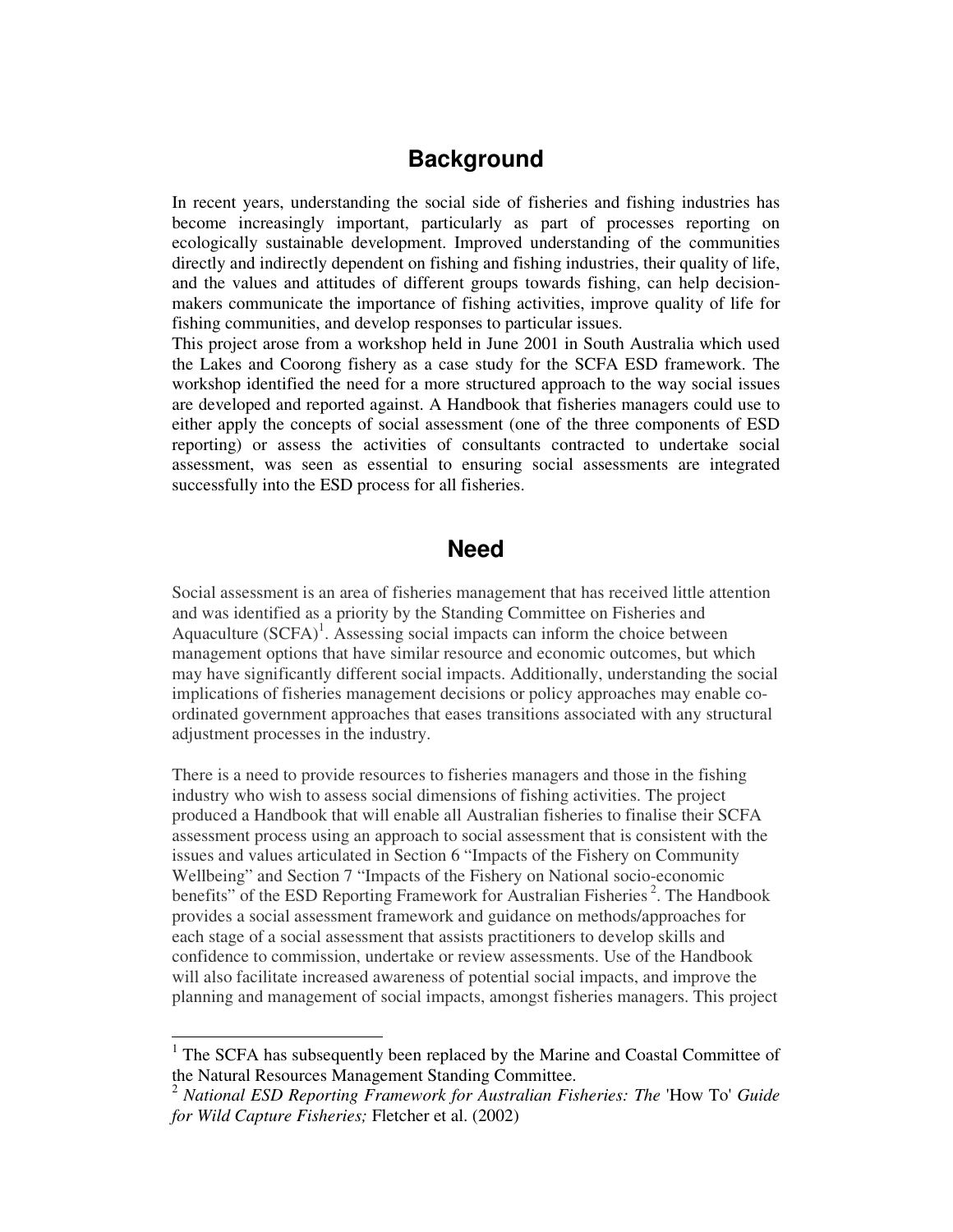## Background

In recent years, understanding the social side of fisheries and fishing industries has become increasingly important, particularly as part of processes reporting on ecologically sustainable development. Improved understanding of the communities directly and indirectly dependent on fishing and fishing industries, their quality of life, and the values and attitudes of different groups towards fishing, can help decision-makers communicate the importance of fishing activities, improve quality of life for fishing communities, and develop responses to particular issues.

This project arose from a workshop held in June 2001 in South Australia which used the Lakes and Coorong fishery as a case study for the SCFA ESD framework. The workshop identified the need for a more structured approach to the way social issues are developed and reported against. A Handbook that fisheries managers could use to either apply the concepts of social assessment (one of the three components of ESD reporting) or assess the activities of consultants contracted to undertake social assessment, was seen as essential to ensuring social assessments are integrated successfully into the ESD process for all fisheries.

## Need

Social assessment is an area of fisheries management that has received little attention and was identified as a priority by the Standing Committee on Fisheries and Aquaculture (SCFA)[1]. Assessing social impacts can inform the choice between management options that have similar resource and economic outcomes, but which may have significantly different social impacts. Additionally, understanding the social implications of fisheries management decisions or policy approaches may enable co-ordinated government approaches that eases transitions associated with any structural adjustment processes in the industry.

There is a need to provide resources to fisheries managers and those in the fishing industry who wish to assess social dimensions of fishing activities. The project produced a Handbook that will enable all Australian fisheries to finalise their SCFA assessment process using an approach to social assessment that is consistent with the issues and values articulated in Section 6 "Impacts of the Fishery on Community Wellbeing" and Section 7 "Impacts of the Fishery on National socio-economic benefits" of the ESD Reporting Framework for Australian Fisheries[2]. The Handbook provides a social assessment framework and guidance on methods/approaches for each stage of a social assessment that assists practitioners to develop skills and confidence to commission, undertake or review assessments. Use of the Handbook will also facilitate increased awareness of potential social impacts, and improve the planning and management of social impacts, amongst fisheries managers. This project

---

[1] The SCFA has subsequently been replaced by the Marine and Coastal Committee of the Natural Resources Management Standing Committee.

[2] *National ESD Reporting Framework for Australian Fisheries: The* 'How To' *Guide for Wild Capture Fisheries;* Fletcher et al. (2002)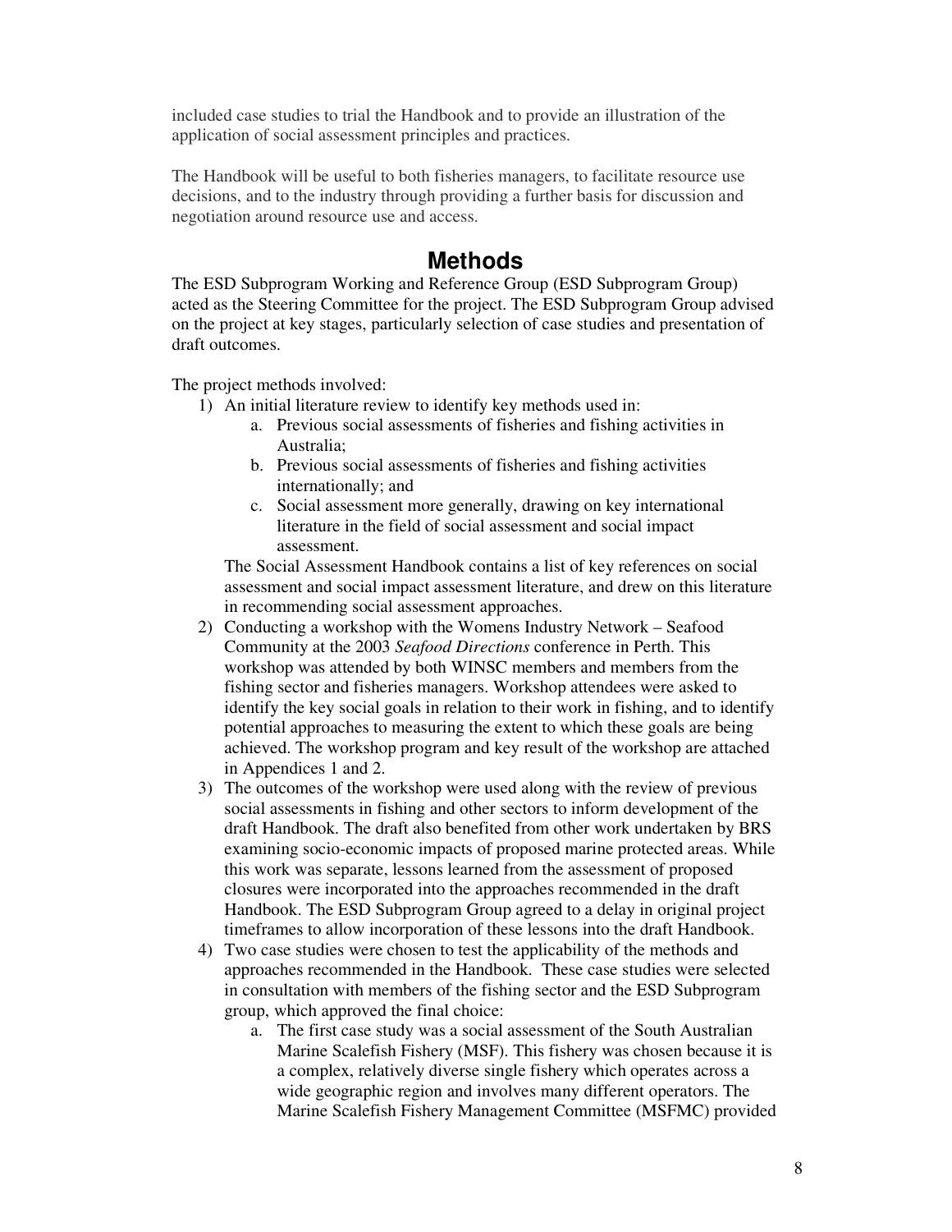included case studies to trial the Handbook and to provide an illustration of the application of social assessment principles and practices.

The Handbook will be useful to both fisheries managers, to facilitate resource use decisions, and to the industry through providing a further basis for discussion and negotiation around resource use and access.

## Methods

The ESD Subprogram Working and Reference Group (ESD Subprogram Group) acted as the Steering Committee for the project. The ESD Subprogram Group advised on the project at key stages, particularly selection of case studies and presentation of draft outcomes.

The project methods involved:

1) An initial literature review to identify key methods used in:
   a. Previous social assessments of fisheries and fishing activities in Australia;
   b. Previous social assessments of fisheries and fishing activities internationally; and
   c. Social assessment more generally, drawing on key international literature in the field of social assessment and social impact assessment.

   The Social Assessment Handbook contains a list of key references on social assessment and social impact assessment literature, and drew on this literature in recommending social assessment approaches.
2) Conducting a workshop with the Womens Industry Network – Seafood Community at the 2003 *Seafood Directions* conference in Perth. This workshop was attended by both WINSC members and members from the fishing sector and fisheries managers. Workshop attendees were asked to identify the key social goals in relation to their work in fishing, and to identify potential approaches to measuring the extent to which these goals are being achieved. The workshop program and key result of the workshop are attached in Appendices 1 and 2.
3) The outcomes of the workshop were used along with the review of previous social assessments in fishing and other sectors to inform development of the draft Handbook. The draft also benefited from other work undertaken by BRS examining socio-economic impacts of proposed marine protected areas. While this work was separate, lessons learned from the assessment of proposed closures were incorporated into the approaches recommended in the draft Handbook. The ESD Subprogram Group agreed to a delay in original project timeframes to allow incorporation of these lessons into the draft Handbook.
4) Two case studies were chosen to test the applicability of the methods and approaches recommended in the Handbook. These case studies were selected in consultation with members of the fishing sector and the ESD Subprogram group, which approved the final choice:
   a. The first case study was a social assessment of the South Australian Marine Scalefish Fishery (MSF). This fishery was chosen because it is a complex, relatively diverse single fishery which operates across a wide geographic region and involves many different operators. The Marine Scalefish Fishery Management Committee (MSFMC) provided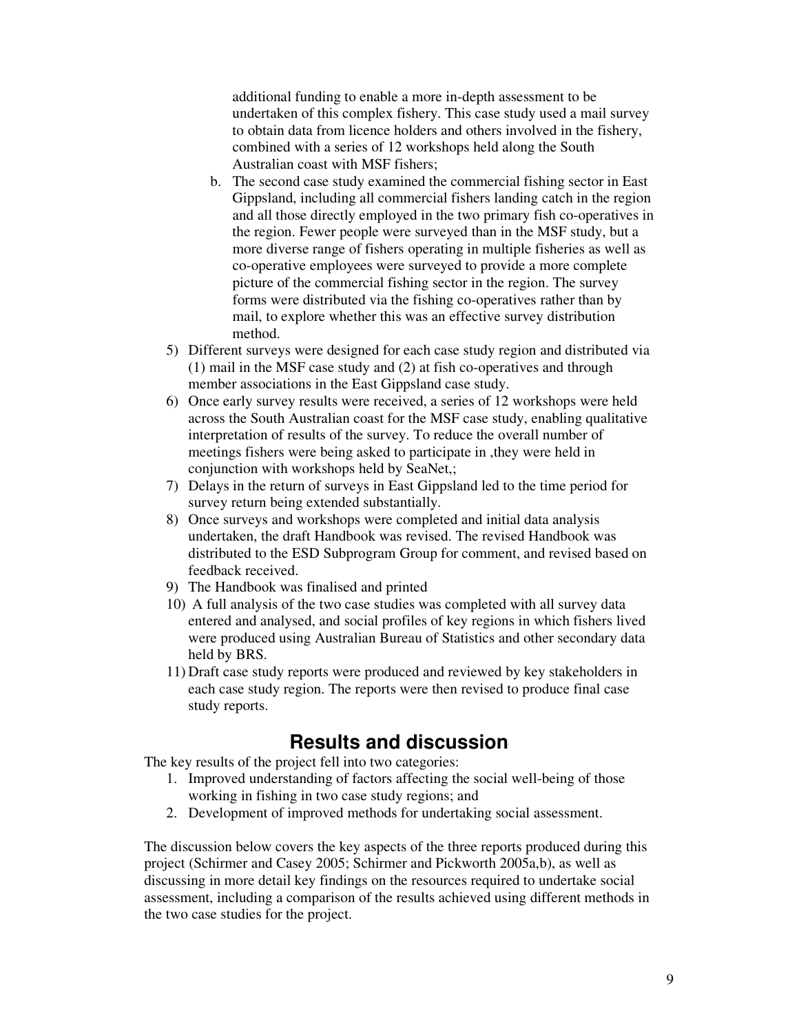additional funding to enable a more in-depth assessment to be undertaken of this complex fishery. This case study used a mail survey to obtain data from licence holders and others involved in the fishery, combined with a series of 12 workshops held along the South Australian coast with MSF fishers;

   b. The second case study examined the commercial fishing sector in East Gippsland, including all commercial fishers landing catch in the region and all those directly employed in the two primary fish co-operatives in the region. Fewer people were surveyed than in the MSF study, but a more diverse range of fishers operating in multiple fisheries as well as co-operative employees were surveyed to provide a more complete picture of the commercial fishing sector in the region. The survey forms were distributed via the fishing co-operatives rather than by mail, to explore whether this was an effective survey distribution method.

5) Different surveys were designed for each case study region and distributed via (1) mail in the MSF case study and (2) at fish co-operatives and through member associations in the East Gippsland case study.
6) Once early survey results were received, a series of 12 workshops were held across the South Australian coast for the MSF case study, enabling qualitative interpretation of results of the survey. To reduce the overall number of meetings fishers were being asked to participate in ,they were held in conjunction with workshops held by SeaNet,;
7) Delays in the return of surveys in East Gippsland led to the time period for survey return being extended substantially.
8) Once surveys and workshops were completed and initial data analysis undertaken, the draft Handbook was revised. The revised Handbook was distributed to the ESD Subprogram Group for comment, and revised based on feedback received.
9) The Handbook was finalised and printed
10) A full analysis of the two case studies was completed with all survey data entered and analysed, and social profiles of key regions in which fishers lived were produced using Australian Bureau of Statistics and other secondary data held by BRS.
11) Draft case study reports were produced and reviewed by key stakeholders in each case study region. The reports were then revised to produce final case study reports.

# Results and discussion

The key results of the project fell into two categories:

1. Improved understanding of factors affecting the social well-being of those working in fishing in two case study regions; and
2. Development of improved methods for undertaking social assessment.

The discussion below covers the key aspects of the three reports produced during this project (Schirmer and Casey 2005; Schirmer and Pickworth 2005a,b), as well as discussing in more detail key findings on the resources required to undertake social assessment, including a comparison of the results achieved using different methods in the two case studies for the project.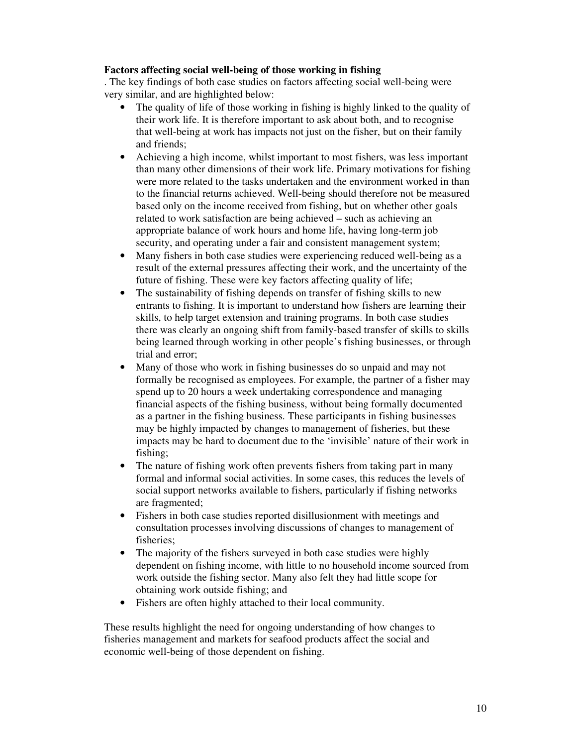**Factors affecting social well-being of those working in fishing**

. The key findings of both case studies on factors affecting social well-being were very similar, and are highlighted below:

- The quality of life of those working in fishing is highly linked to the quality of their work life. It is therefore important to ask about both, and to recognise that well-being at work has impacts not just on the fisher, but on their family and friends;
- Achieving a high income, whilst important to most fishers, was less important than many other dimensions of their work life. Primary motivations for fishing were more related to the tasks undertaken and the environment worked in than to the financial returns achieved. Well-being should therefore not be measured based only on the income received from fishing, but on whether other goals related to work satisfaction are being achieved – such as achieving an appropriate balance of work hours and home life, having long-term job security, and operating under a fair and consistent management system;
- Many fishers in both case studies were experiencing reduced well-being as a result of the external pressures affecting their work, and the uncertainty of the future of fishing. These were key factors affecting quality of life;
- The sustainability of fishing depends on transfer of fishing skills to new entrants to fishing. It is important to understand how fishers are learning their skills, to help target extension and training programs. In both case studies there was clearly an ongoing shift from family-based transfer of skills to skills being learned through working in other people's fishing businesses, or through trial and error;
- Many of those who work in fishing businesses do so unpaid and may not formally be recognised as employees. For example, the partner of a fisher may spend up to 20 hours a week undertaking correspondence and managing financial aspects of the fishing business, without being formally documented as a partner in the fishing business. These participants in fishing businesses may be highly impacted by changes to management of fisheries, but these impacts may be hard to document due to the 'invisible' nature of their work in fishing;
- The nature of fishing work often prevents fishers from taking part in many formal and informal social activities. In some cases, this reduces the levels of social support networks available to fishers, particularly if fishing networks are fragmented;
- Fishers in both case studies reported disillusionment with meetings and consultation processes involving discussions of changes to management of fisheries;
- The majority of the fishers surveyed in both case studies were highly dependent on fishing income, with little to no household income sourced from work outside the fishing sector. Many also felt they had little scope for obtaining work outside fishing; and
- Fishers are often highly attached to their local community.

These results highlight the need for ongoing understanding of how changes to fisheries management and markets for seafood products affect the social and economic well-being of those dependent on fishing.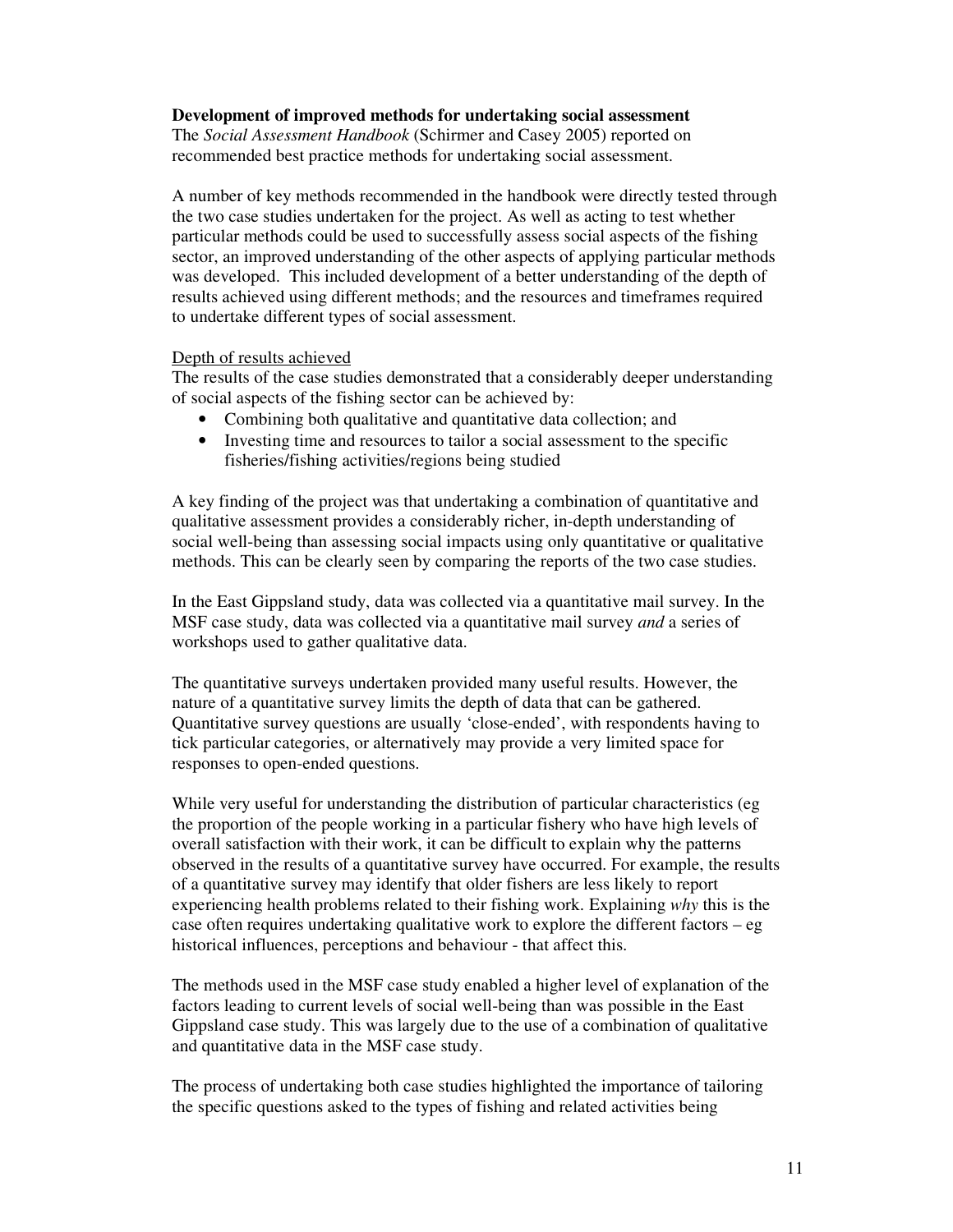**Development of improved methods for undertaking social assessment**

The *Social Assessment Handbook* (Schirmer and Casey 2005) reported on recommended best practice methods for undertaking social assessment.

A number of key methods recommended in the handbook were directly tested through the two case studies undertaken for the project. As well as acting to test whether particular methods could be used to successfully assess social aspects of the fishing sector, an improved understanding of the other aspects of applying particular methods was developed. This included development of a better understanding of the depth of results achieved using different methods; and the resources and timeframes required to undertake different types of social assessment.

<u>Depth of results achieved</u>

The results of the case studies demonstrated that a considerably deeper understanding of social aspects of the fishing sector can be achieved by:

- Combining both qualitative and quantitative data collection; and
- Investing time and resources to tailor a social assessment to the specific fisheries/fishing activities/regions being studied

A key finding of the project was that undertaking a combination of quantitative and qualitative assessment provides a considerably richer, in-depth understanding of social well-being than assessing social impacts using only quantitative or qualitative methods. This can be clearly seen by comparing the reports of the two case studies.

In the East Gippsland study, data was collected via a quantitative mail survey. In the MSF case study, data was collected via a quantitative mail survey *and* a series of workshops used to gather qualitative data.

The quantitative surveys undertaken provided many useful results. However, the nature of a quantitative survey limits the depth of data that can be gathered. Quantitative survey questions are usually 'close-ended', with respondents having to tick particular categories, or alternatively may provide a very limited space for responses to open-ended questions.

While very useful for understanding the distribution of particular characteristics (eg the proportion of the people working in a particular fishery who have high levels of overall satisfaction with their work, it can be difficult to explain why the patterns observed in the results of a quantitative survey have occurred. For example, the results of a quantitative survey may identify that older fishers are less likely to report experiencing health problems related to their fishing work. Explaining *why* this is the case often requires undertaking qualitative work to explore the different factors – eg historical influences, perceptions and behaviour - that affect this.

The methods used in the MSF case study enabled a higher level of explanation of the factors leading to current levels of social well-being than was possible in the East Gippsland case study. This was largely due to the use of a combination of qualitative and quantitative data in the MSF case study.

The process of undertaking both case studies highlighted the importance of tailoring the specific questions asked to the types of fishing and related activities being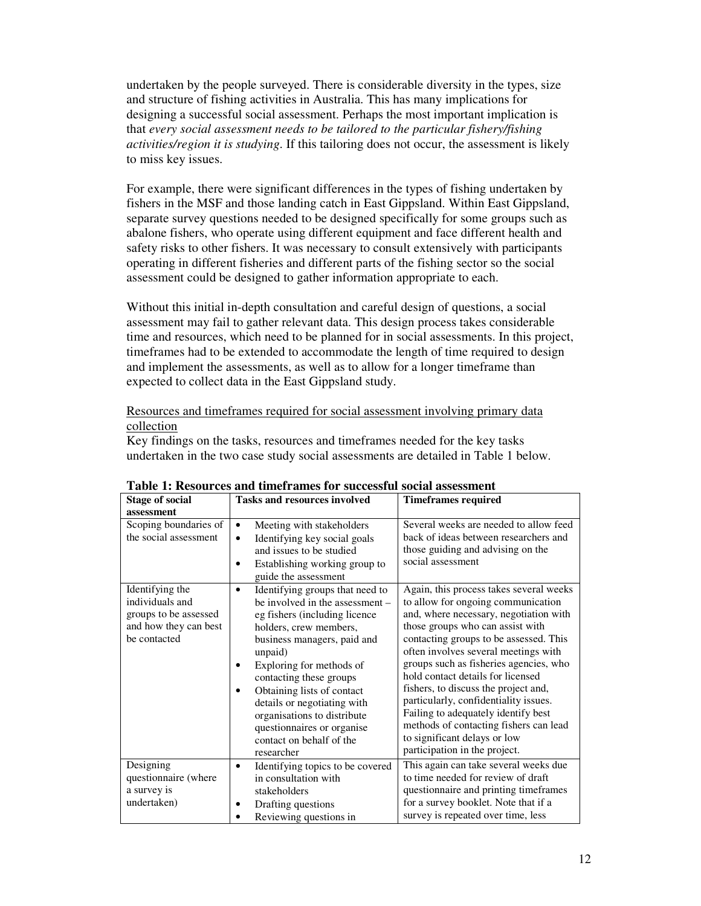undertaken by the people surveyed. There is considerable diversity in the types, size and structure of fishing activities in Australia. This has many implications for designing a successful social assessment. Perhaps the most important implication is that *every social assessment needs to be tailored to the particular fishery/fishing activities/region it is studying*. If this tailoring does not occur, the assessment is likely to miss key issues.

For example, there were significant differences in the types of fishing undertaken by fishers in the MSF and those landing catch in East Gippsland. Within East Gippsland, separate survey questions needed to be designed specifically for some groups such as abalone fishers, who operate using different equipment and face different health and safety risks to other fishers. It was necessary to consult extensively with participants operating in different fisheries and different parts of the fishing sector so the social assessment could be designed to gather information appropriate to each.

Without this initial in-depth consultation and careful design of questions, a social assessment may fail to gather relevant data. This design process takes considerable time and resources, which need to be planned for in social assessments. In this project, timeframes had to be extended to accommodate the length of time required to design and implement the assessments, as well as to allow for a longer timeframe than expected to collect data in the East Gippsland study.

<u>Resources and timeframes required for social assessment involving primary data collection</u>

Key findings on the tasks, resources and timeframes needed for the key tasks undertaken in the two case study social assessments are detailed in Table 1 below.

**Table 1: Resources and timeframes for successful social assessment**

| Stage of social assessment | Tasks and resources involved | Timeframes required |
|---|---|---|
| Scoping boundaries of the social assessment | • Meeting with stakeholders<br>• Identifying key social goals and issues to be studied<br>• Establishing working group to guide the assessment | Several weeks are needed to allow feed back of ideas between researchers and those guiding and advising on the social assessment |
| Identifying the individuals and groups to be assessed and how they can best be contacted | • Identifying groups that need to be involved in the assessment – eg fishers (including licence holders, crew members, business managers, paid and unpaid)<br>• Exploring for methods of contacting these groups<br>• Obtaining lists of contact details or negotiating with organisations to distribute questionnaires or organise contact on behalf of the researcher | Again, this process takes several weeks to allow for ongoing communication and, where necessary, negotiation with those groups who can assist with contacting groups to be assessed. This often involves several meetings with groups such as fisheries agencies, who hold contact details for licensed fishers, to discuss the project and, particularly, confidentiality issues. Failing to adequately identify best methods of contacting fishers can lead to significant delays or low participation in the project. |
| Designing questionnaire (where a survey is undertaken) | • Identifying topics to be covered in consultation with stakeholders<br>• Drafting questions<br>• Reviewing questions in | This again can take several weeks due to time needed for review of draft questionnaire and printing timeframes for a survey booklet. Note that if a survey is repeated over time, less |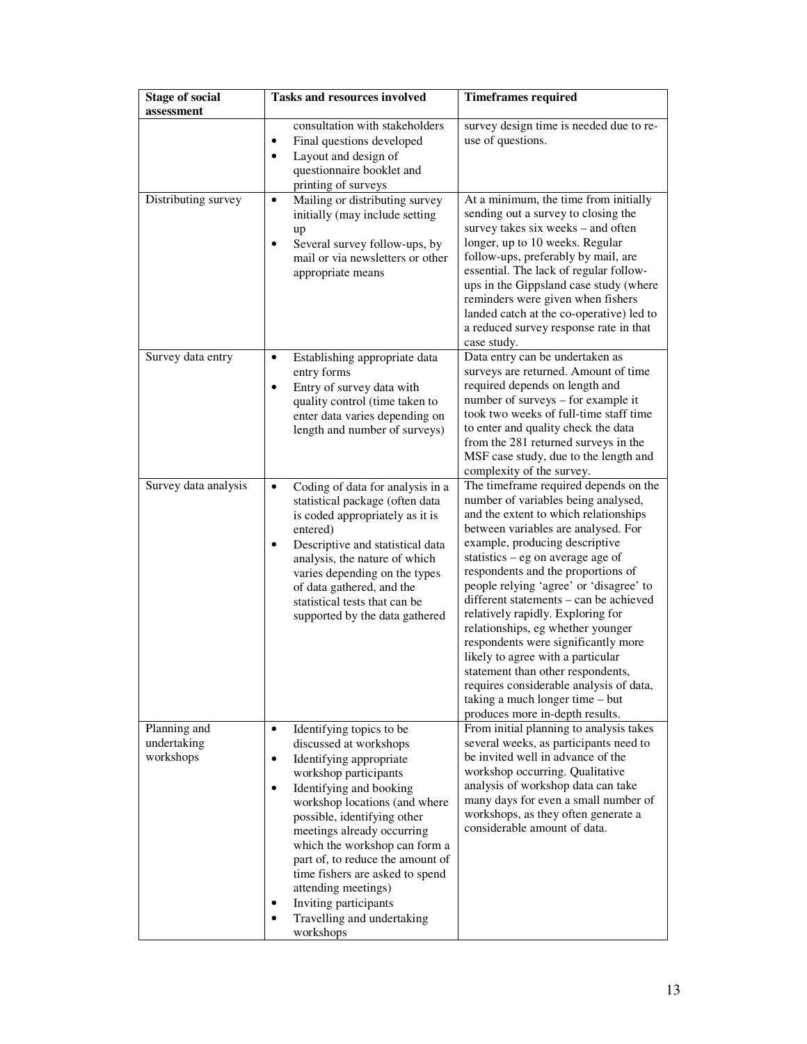| Stage of social assessment | Tasks and resources involved | Timeframes required |
|---|---|---|
| | consultation with stakeholders<br>• Final questions developed<br>• Layout and design of questionnaire booklet and printing of surveys | survey design time is needed due to re-use of questions. |
| Distributing survey | • Mailing or distributing survey initially (may include setting up<br>• Several survey follow-ups, by mail or via newsletters or other appropriate means | At a minimum, the time from initially sending out a survey to closing the survey takes six weeks – and often longer, up to 10 weeks. Regular follow-ups, preferably by mail, are essential. The lack of regular follow-ups in the Gippsland case study (where reminders were given when fishers landed catch at the co-operative) led to a reduced survey response rate in that case study. |
| Survey data entry | • Establishing appropriate data entry forms<br>• Entry of survey data with quality control (time taken to enter data varies depending on length and number of surveys) | Data entry can be undertaken as surveys are returned. Amount of time required depends on length and number of surveys – for example it took two weeks of full-time staff time to enter and quality check the data from the 281 returned surveys in the MSF case study, due to the length and complexity of the survey. |
| Survey data analysis | • Coding of data for analysis in a statistical package (often data is coded appropriately as it is entered)<br>• Descriptive and statistical data analysis, the nature of which varies depending on the types of data gathered, and the statistical tests that can be supported by the data gathered | The timeframe required depends on the number of variables being analysed, and the extent to which relationships between variables are analysed. For example, producing descriptive statistics – eg on average age of respondents and the proportions of people relying 'agree' or 'disagree' to different statements – can be achieved relatively rapidly. Exploring for relationships, eg whether younger respondents were significantly more likely to agree with a particular statement than other respondents, requires considerable analysis of data, taking a much longer time – but produces more in-depth results. |
| Planning and undertaking workshops | • Identifying topics to be discussed at workshops<br>• Identifying appropriate workshop participants<br>• Identifying and booking workshop locations (and where possible, identifying other meetings already occurring which the workshop can form a part of, to reduce the amount of time fishers are asked to spend attending meetings)<br>• Inviting participants<br>• Travelling and undertaking workshops | From initial planning to analysis takes several weeks, as participants need to be invited well in advance of the workshop occurring. Qualitative analysis of workshop data can take many days for even a small number of workshops, as they often generate a considerable amount of data. |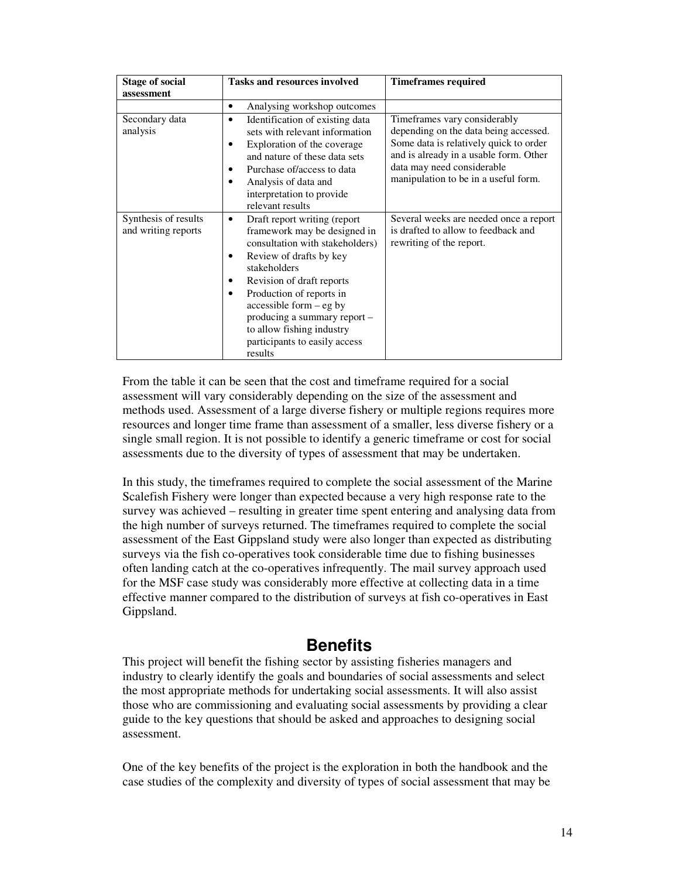| Stage of social assessment | Tasks and resources involved | Timeframes required |
|---|---|---|
| | • Analysing workshop outcomes | |
| Secondary data analysis | • Identification of existing data sets with relevant information<br>• Exploration of the coverage and nature of these data sets<br>• Purchase of/access to data<br>• Analysis of data and interpretation to provide relevant results | Timeframes vary considerably depending on the data being accessed. Some data is relatively quick to order and is already in a usable form. Other data may need considerable manipulation to be in a useful form. |
| Synthesis of results and writing reports | • Draft report writing (report framework may be designed in consultation with stakeholders)<br>• Review of drafts by key stakeholders<br>• Revision of draft reports<br>• Production of reports in accessible form – eg by producing a summary report – to allow fishing industry participants to easily access results | Several weeks are needed once a report is drafted to allow to feedback and rewriting of the report. |

From the table it can be seen that the cost and timeframe required for a social assessment will vary considerably depending on the size of the assessment and methods used. Assessment of a large diverse fishery or multiple regions requires more resources and longer time frame than assessment of a smaller, less diverse fishery or a single small region. It is not possible to identify a generic timeframe or cost for social assessments due to the diversity of types of assessment that may be undertaken.

In this study, the timeframes required to complete the social assessment of the Marine Scalefish Fishery were longer than expected because a very high response rate to the survey was achieved – resulting in greater time spent entering and analysing data from the high number of surveys returned. The timeframes required to complete the social assessment of the East Gippsland study were also longer than expected as distributing surveys via the fish co-operatives took considerable time due to fishing businesses often landing catch at the co-operatives infrequently. The mail survey approach used for the MSF case study was considerably more effective at collecting data in a time effective manner compared to the distribution of surveys at fish co-operatives in East Gippsland.

## Benefits

This project will benefit the fishing sector by assisting fisheries managers and industry to clearly identify the goals and boundaries of social assessments and select the most appropriate methods for undertaking social assessments. It will also assist those who are commissioning and evaluating social assessments by providing a clear guide to the key questions that should be asked and approaches to designing social assessment.

One of the key benefits of the project is the exploration in both the handbook and the case studies of the complexity and diversity of types of social assessment that may be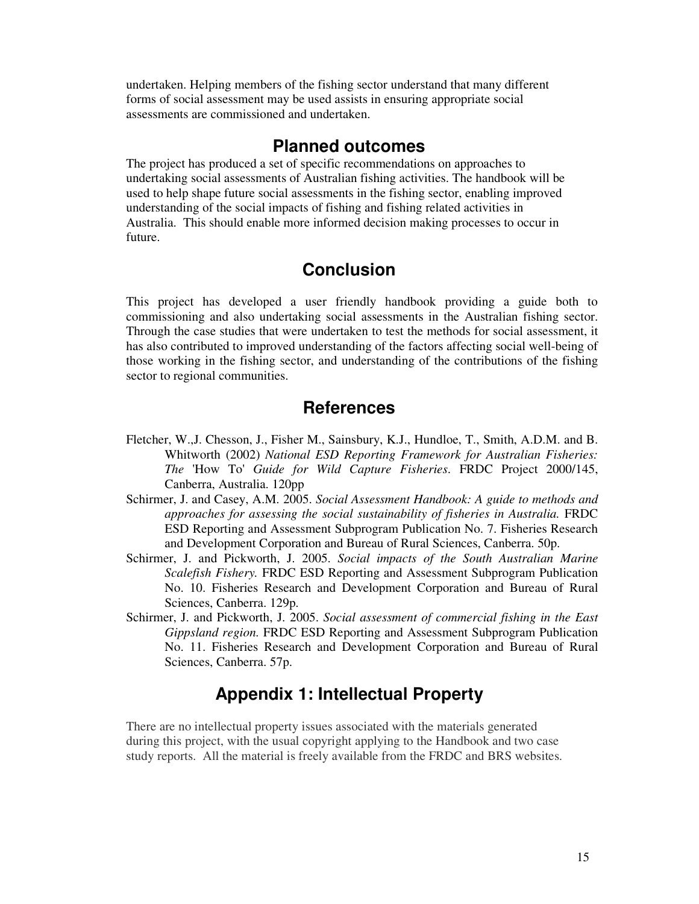undertaken. Helping members of the fishing sector understand that many different forms of social assessment may be used assists in ensuring appropriate social assessments are commissioned and undertaken.

## Planned outcomes

The project has produced a set of specific recommendations on approaches to undertaking social assessments of Australian fishing activities. The handbook will be used to help shape future social assessments in the fishing sector, enabling improved understanding of the social impacts of fishing and fishing related activities in Australia. This should enable more informed decision making processes to occur in future.

## Conclusion

This project has developed a user friendly handbook providing a guide both to commissioning and also undertaking social assessments in the Australian fishing sector. Through the case studies that were undertaken to test the methods for social assessment, it has also contributed to improved understanding of the factors affecting social well-being of those working in the fishing sector, and understanding of the contributions of the fishing sector to regional communities.

## References

Fletcher, W.,J. Chesson, J., Fisher M., Sainsbury, K.J., Hundloe, T., Smith, A.D.M. and B. Whitworth (2002) *National ESD Reporting Framework for Australian Fisheries: The* 'How To' *Guide for Wild Capture Fisheries*. FRDC Project 2000/145, Canberra, Australia. 120pp

Schirmer, J. and Casey, A.M. 2005. *Social Assessment Handbook: A guide to methods and approaches for assessing the social sustainability of fisheries in Australia.* FRDC ESD Reporting and Assessment Subprogram Publication No. 7. Fisheries Research and Development Corporation and Bureau of Rural Sciences, Canberra. 50p.

Schirmer, J. and Pickworth, J. 2005. *Social impacts of the South Australian Marine Scalefish Fishery.* FRDC ESD Reporting and Assessment Subprogram Publication No. 10. Fisheries Research and Development Corporation and Bureau of Rural Sciences, Canberra. 129p.

Schirmer, J. and Pickworth, J. 2005. *Social assessment of commercial fishing in the East Gippsland region.* FRDC ESD Reporting and Assessment Subprogram Publication No. 11. Fisheries Research and Development Corporation and Bureau of Rural Sciences, Canberra. 57p.

## Appendix 1: Intellectual Property

There are no intellectual property issues associated with the materials generated during this project, with the usual copyright applying to the Handbook and two case study reports. All the material is freely available from the FRDC and BRS websites.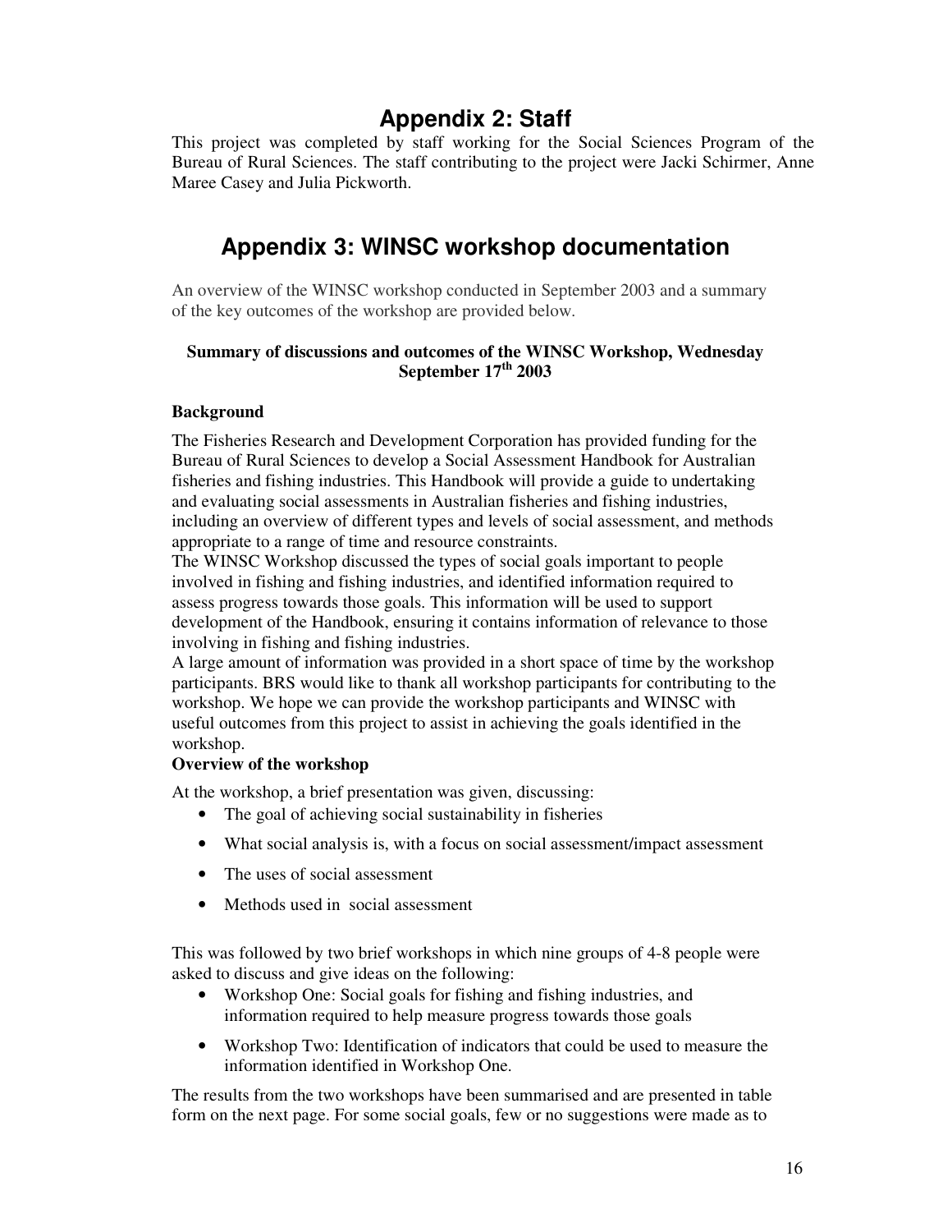# Appendix 2: Staff

This project was completed by staff working for the Social Sciences Program of the Bureau of Rural Sciences. The staff contributing to the project were Jacki Schirmer, Anne Maree Casey and Julia Pickworth.

# Appendix 3: WINSC workshop documentation

An overview of the WINSC workshop conducted in September 2003 and a summary of the key outcomes of the workshop are provided below.

**Summary of discussions and outcomes of the WINSC Workshop, Wednesday September 17th 2003**

**Background**

The Fisheries Research and Development Corporation has provided funding for the Bureau of Rural Sciences to develop a Social Assessment Handbook for Australian fisheries and fishing industries. This Handbook will provide a guide to undertaking and evaluating social assessments in Australian fisheries and fishing industries, including an overview of different types and levels of social assessment, and methods appropriate to a range of time and resource constraints.

The WINSC Workshop discussed the types of social goals important to people involved in fishing and fishing industries, and identified information required to assess progress towards those goals. This information will be used to support development of the Handbook, ensuring it contains information of relevance to those involving in fishing and fishing industries.

A large amount of information was provided in a short space of time by the workshop participants. BRS would like to thank all workshop participants for contributing to the workshop. We hope we can provide the workshop participants and WINSC with useful outcomes from this project to assist in achieving the goals identified in the workshop.

**Overview of the workshop**

At the workshop, a brief presentation was given, discussing:

- The goal of achieving social sustainability in fisheries
- What social analysis is, with a focus on social assessment/impact assessment
- The uses of social assessment
- Methods used in social assessment

This was followed by two brief workshops in which nine groups of 4-8 people were asked to discuss and give ideas on the following:

- Workshop One: Social goals for fishing and fishing industries, and information required to help measure progress towards those goals
- Workshop Two: Identification of indicators that could be used to measure the information identified in Workshop One.

The results from the two workshops have been summarised and are presented in table form on the next page. For some social goals, few or no suggestions were made as to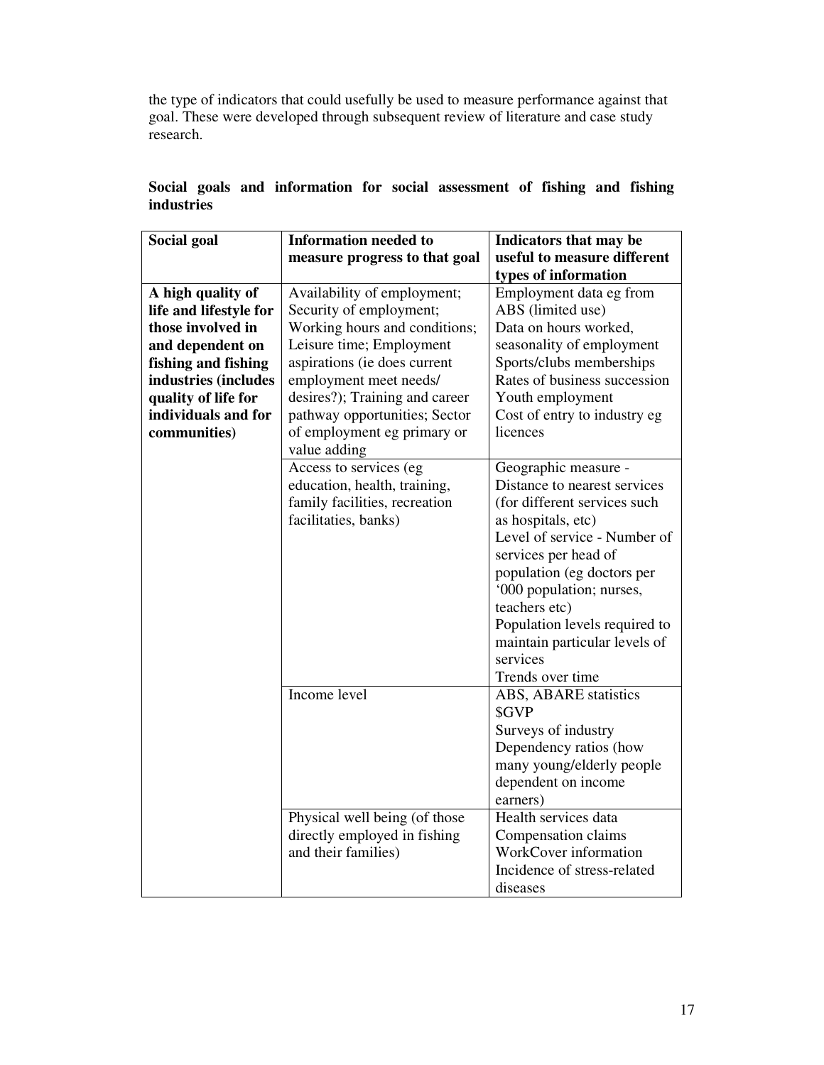the type of indicators that could usefully be used to measure performance against that goal. These were developed through subsequent review of literature and case study research.

**Social goals and information for social assessment of fishing and fishing industries**

| Social goal | Information needed to measure progress to that goal | Indicators that may be useful to measure different types of information |
|---|---|---|
| **A high quality of life and lifestyle for those involved in and dependent on fishing and fishing industries (includes quality of life for individuals and for communities)** | Availability of employment; Security of employment; Working hours and conditions; Leisure time; Employment aspirations (ie does current employment meet needs/ desires?); Training and career pathway opportunities; Sector of employment eg primary or value adding | Employment data eg from ABS (limited use)<br>Data on hours worked, seasonality of employment<br>Sports/clubs memberships<br>Rates of business succession<br>Youth employment<br>Cost of entry to industry eg licences |
| | Access to services (eg education, health, training, family facilities, recreation facilitaties, banks) | Geographic measure - Distance to nearest services (for different services such as hospitals, etc)<br>Level of service - Number of services per head of population (eg doctors per '000 population; nurses, teachers etc)<br>Population levels required to maintain particular levels of services<br>Trends over time |
| | Income level | ABS, ABARE statistics<br>$GVP<br>Surveys of industry<br>Dependency ratios (how many young/elderly people dependent on income earners) |
| | Physical well being (of those directly employed in fishing and their families) | Health services data<br>Compensation claims<br>WorkCover information<br>Incidence of stress-related diseases |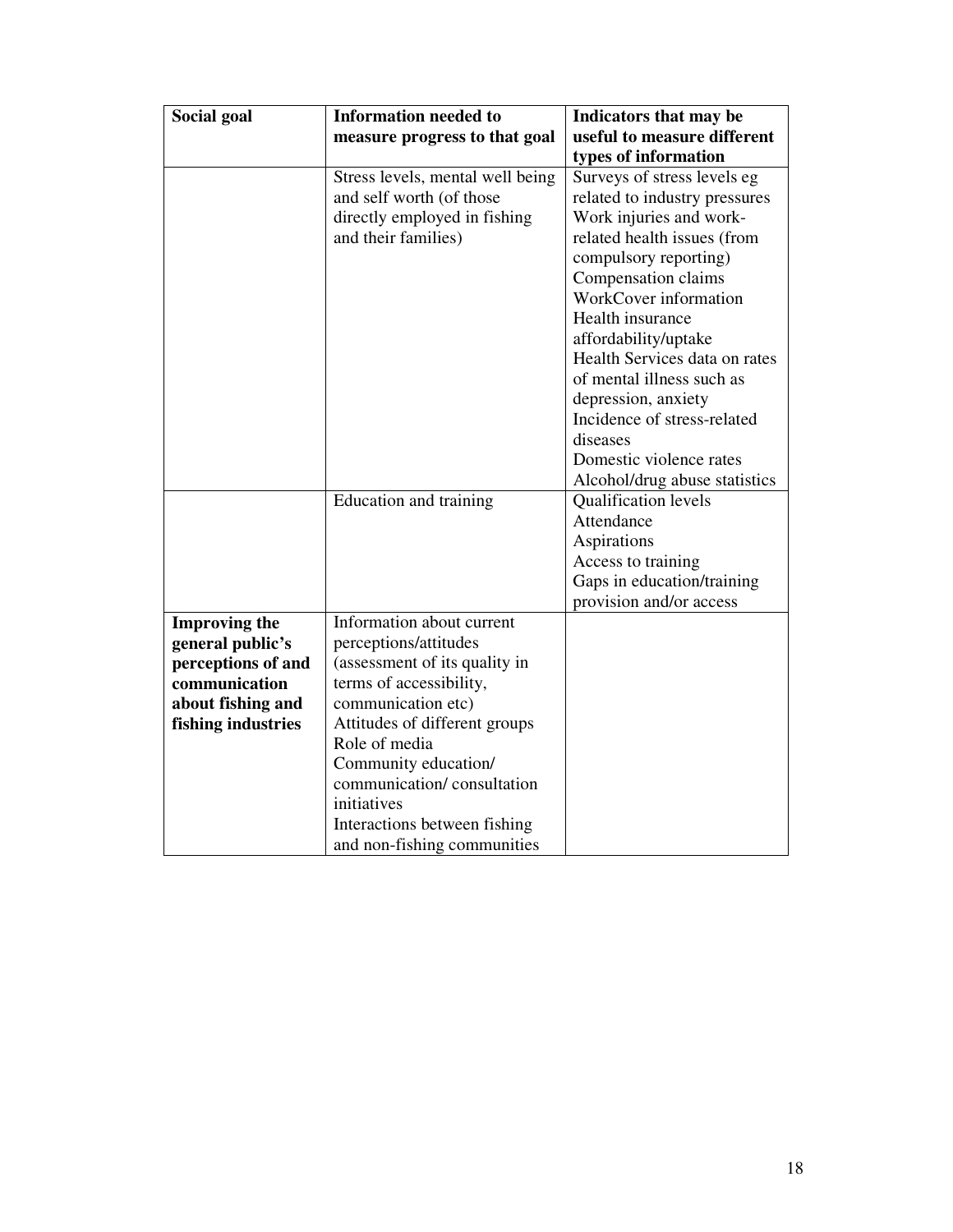| Social goal | Information needed to measure progress to that goal | Indicators that may be useful to measure different types of information |
|---|---|---|
| | Stress levels, mental well being and self worth (of those directly employed in fishing and their families) | Surveys of stress levels eg related to industry pressures<br>Work injuries and work-related health issues (from compulsory reporting)<br>Compensation claims<br>WorkCover information<br>Health insurance affordability/uptake<br>Health Services data on rates of mental illness such as depression, anxiety<br>Incidence of stress-related diseases<br>Domestic violence rates<br>Alcohol/drug abuse statistics |
| | Education and training | Qualification levels<br>Attendance<br>Aspirations<br>Access to training<br>Gaps in education/training provision and/or access |
| **Improving the general public's perceptions of and communication about fishing and fishing industries** | Information about current perceptions/attitudes (assessment of its quality in terms of accessibility, communication etc)<br>Attitudes of different groups<br>Role of media<br>Community education/ communication/ consultation initiatives<br>Interactions between fishing and non-fishing communities | |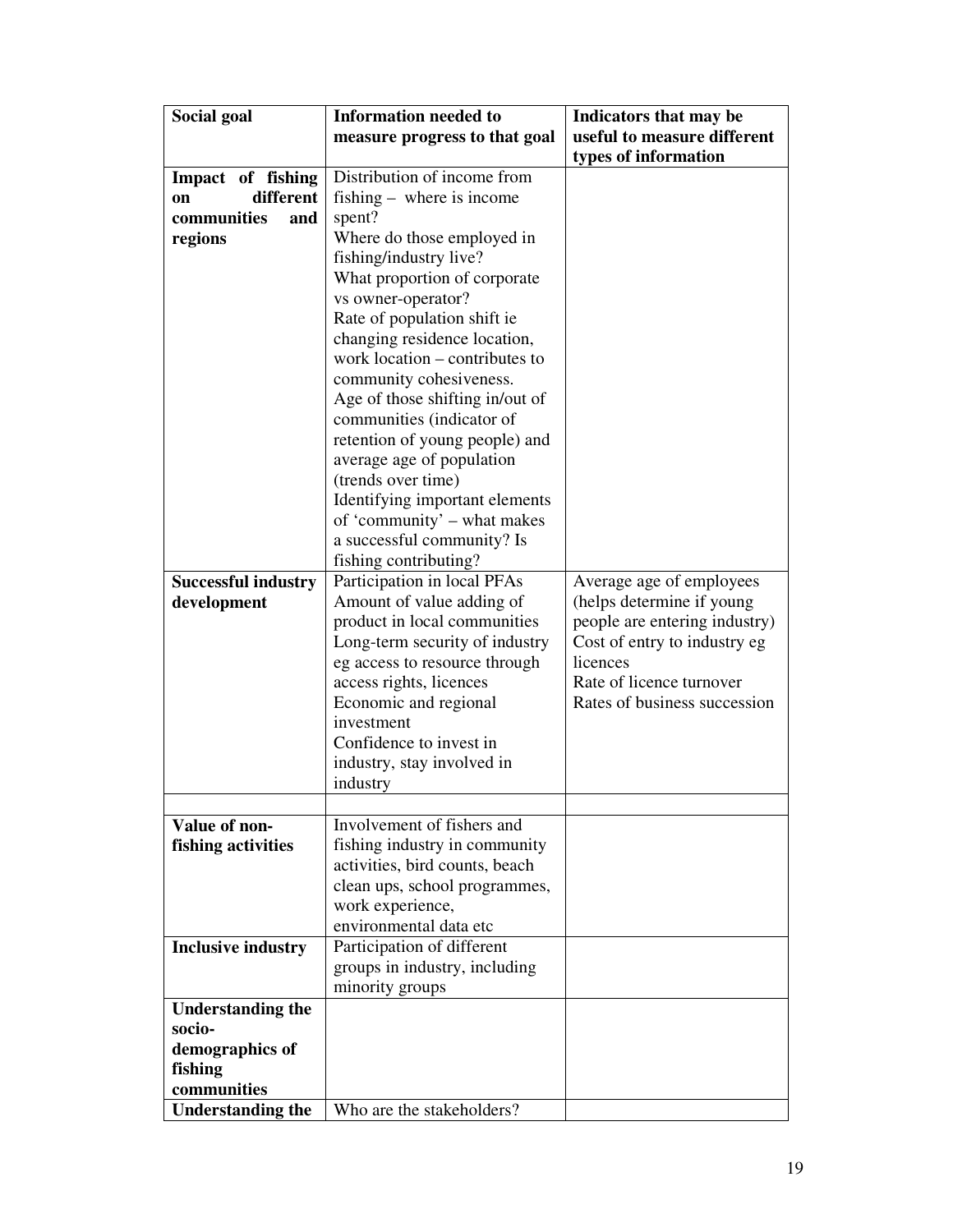| Social goal | Information needed to measure progress to that goal | Indicators that may be useful to measure different types of information |
|---|---|---|
| **Impact of fishing on different communities and regions** | Distribution of income from fishing – where is income spent?<br>Where do those employed in fishing/industry live?<br>What proportion of corporate vs owner-operator?<br>Rate of population shift ie changing residence location, work location – contributes to community cohesiveness.<br>Age of those shifting in/out of communities (indicator of retention of young people) and average age of population (trends over time)<br>Identifying important elements of 'community' – what makes a successful community? Is fishing contributing? | |
| **Successful industry development** | Participation in local PFAs<br>Amount of value adding of product in local communities<br>Long-term security of industry eg access to resource through access rights, licences<br>Economic and regional investment<br>Confidence to invest in industry, stay involved in industry | Average age of employees (helps determine if young people are entering industry)<br>Cost of entry to industry eg licences<br>Rate of licence turnover<br>Rates of business succession |
| | | |
| **Value of non-fishing activities** | Involvement of fishers and fishing industry in community activities, bird counts, beach clean ups, school programmes, work experience, environmental data etc | |
| **Inclusive industry** | Participation of different groups in industry, including minority groups | |
| **Understanding the socio-demographics of fishing communities** | | |
| **Understanding the** | Who are the stakeholders? | |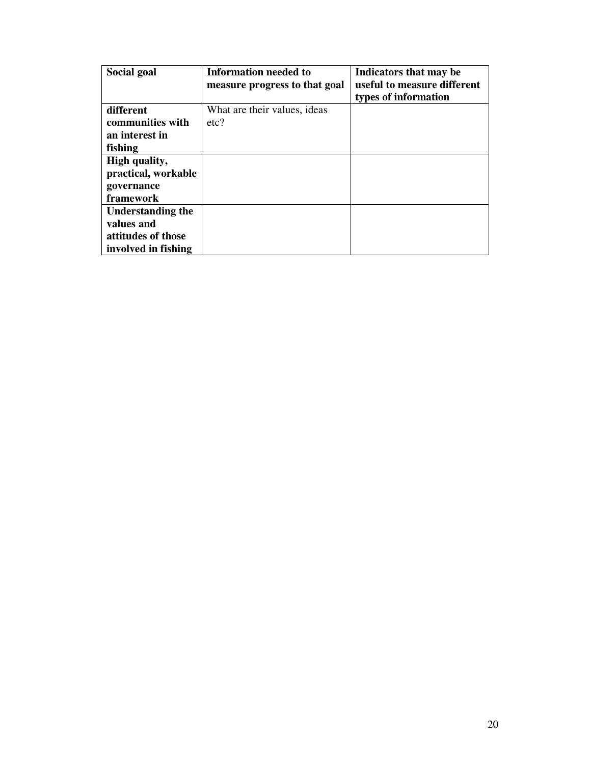| Social goal | Information needed to measure progress to that goal | Indicators that may be useful to measure different types of information |
|---|---|---|
| **different communities with an interest in fishing** | What are their values, ideas etc? | |
| **High quality, practical, workable governance framework** | | |
| **Understanding the values and attitudes of those involved in fishing** | | |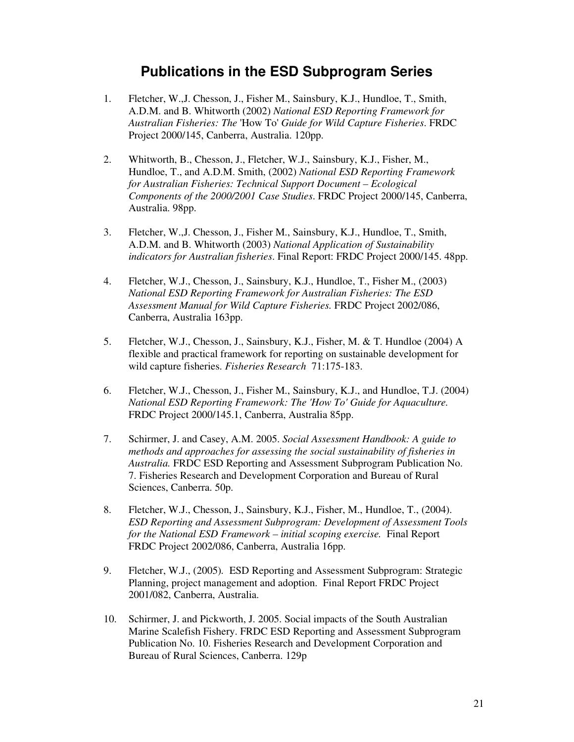## Publications in the ESD Subprogram Series

1. Fletcher, W.,J. Chesson, J., Fisher M., Sainsbury, K.J., Hundloe, T., Smith, A.D.M. and B. Whitworth (2002) *National ESD Reporting Framework for Australian Fisheries: The* 'How To' *Guide for Wild Capture Fisheries*. FRDC Project 2000/145, Canberra, Australia. 120pp.

2. Whitworth, B., Chesson, J., Fletcher, W.J., Sainsbury, K.J., Fisher, M., Hundloe, T., and A.D.M. Smith, (2002) *National ESD Reporting Framework for Australian Fisheries: Technical Support Document – Ecological Components of the 2000/2001 Case Studies*. FRDC Project 2000/145, Canberra, Australia. 98pp.

3. Fletcher, W.,J. Chesson, J., Fisher M., Sainsbury, K.J., Hundloe, T., Smith, A.D.M. and B. Whitworth (2003) *National Application of Sustainability indicators for Australian fisheries*. Final Report: FRDC Project 2000/145. 48pp.

4. Fletcher, W.J., Chesson, J., Sainsbury, K.J., Hundloe, T., Fisher M., (2003) *National ESD Reporting Framework for Australian Fisheries: The ESD Assessment Manual for Wild Capture Fisheries.* FRDC Project 2002/086, Canberra, Australia 163pp.

5. Fletcher, W.J., Chesson, J., Sainsbury, K.J., Fisher, M. & T. Hundloe (2004) A flexible and practical framework for reporting on sustainable development for wild capture fisheries. *Fisheries Research* 71:175-183.

6. Fletcher, W.J., Chesson, J., Fisher M., Sainsbury, K.J., and Hundloe, T.J. (2004) *National ESD Reporting Framework: The 'How To' Guide for Aquaculture.* FRDC Project 2000/145.1, Canberra, Australia 85pp.

7. Schirmer, J. and Casey, A.M. 2005. *Social Assessment Handbook: A guide to methods and approaches for assessing the social sustainability of fisheries in Australia.* FRDC ESD Reporting and Assessment Subprogram Publication No. 7. Fisheries Research and Development Corporation and Bureau of Rural Sciences, Canberra. 50p.

8. Fletcher, W.J., Chesson, J., Sainsbury, K.J., Fisher, M., Hundloe, T., (2004). *ESD Reporting and Assessment Subprogram: Development of Assessment Tools for the National ESD Framework – initial scoping exercise.* Final Report FRDC Project 2002/086, Canberra, Australia 16pp.

9. Fletcher, W.J., (2005). ESD Reporting and Assessment Subprogram: Strategic Planning, project management and adoption. Final Report FRDC Project 2001/082, Canberra, Australia.

10. Schirmer, J. and Pickworth, J. 2005. Social impacts of the South Australian Marine Scalefish Fishery. FRDC ESD Reporting and Assessment Subprogram Publication No. 10. Fisheries Research and Development Corporation and Bureau of Rural Sciences, Canberra. 129p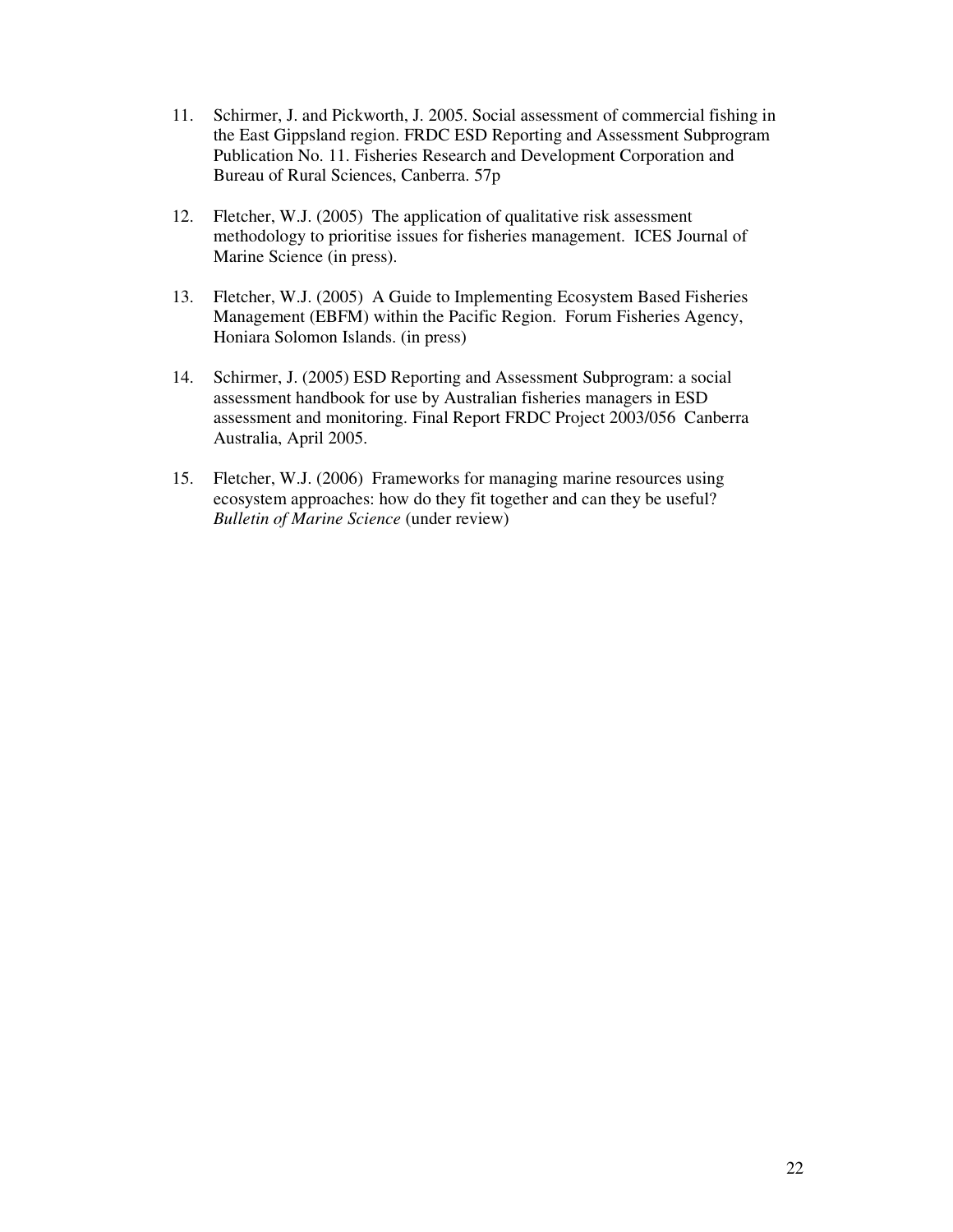11. Schirmer, J. and Pickworth, J. 2005. Social assessment of commercial fishing in the East Gippsland region. FRDC ESD Reporting and Assessment Subprogram Publication No. 11. Fisheries Research and Development Corporation and Bureau of Rural Sciences, Canberra. 57p

12. Fletcher, W.J. (2005) The application of qualitative risk assessment methodology to prioritise issues for fisheries management. ICES Journal of Marine Science (in press).

13. Fletcher, W.J. (2005) A Guide to Implementing Ecosystem Based Fisheries Management (EBFM) within the Pacific Region. Forum Fisheries Agency, Honiara Solomon Islands. (in press)

14. Schirmer, J. (2005) ESD Reporting and Assessment Subprogram: a social assessment handbook for use by Australian fisheries managers in ESD assessment and monitoring. Final Report FRDC Project 2003/056 Canberra Australia, April 2005.

15. Fletcher, W.J. (2006) Frameworks for managing marine resources using ecosystem approaches: how do they fit together and can they be useful? *Bulletin of Marine Science* (under review)